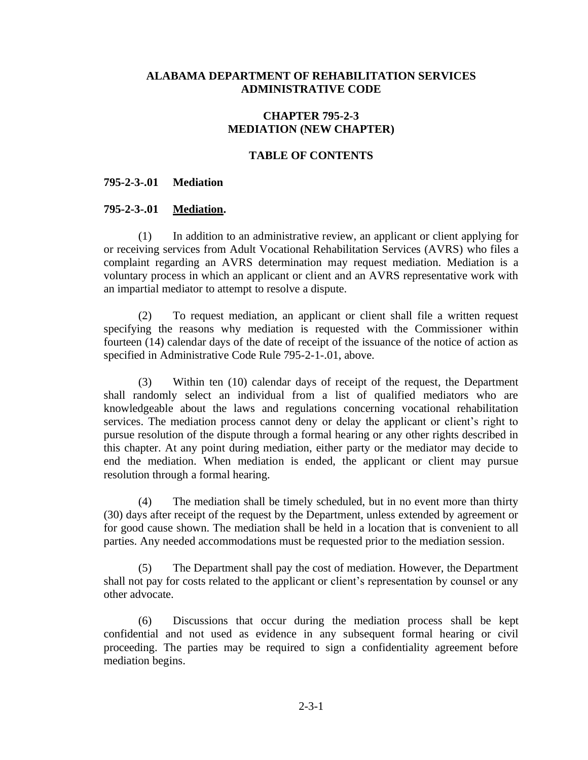**ALABAMA DEPARTMENT OF REHABILITATION SERVICES**
**ADMINISTRATIVE CODE**

**CHAPTER 795-2-3**
**MEDIATION (NEW CHAPTER)**

**TABLE OF CONTENTS**

**795-2-3-.01 Mediation**

**795-2-3-.01 Mediation.**

(1) In addition to an administrative review, an applicant or client applying for or receiving services from Adult Vocational Rehabilitation Services (AVRS) who files a complaint regarding an AVRS determination may request mediation. Mediation is a voluntary process in which an applicant or client and an AVRS representative work with an impartial mediator to attempt to resolve a dispute.

(2) To request mediation, an applicant or client shall file a written request specifying the reasons why mediation is requested with the Commissioner within fourteen (14) calendar days of the date of receipt of the issuance of the notice of action as specified in Administrative Code Rule 795-2-1-.01, above.

(3) Within ten (10) calendar days of receipt of the request, the Department shall randomly select an individual from a list of qualified mediators who are knowledgeable about the laws and regulations concerning vocational rehabilitation services. The mediation process cannot deny or delay the applicant or client's right to pursue resolution of the dispute through a formal hearing or any other rights described in this chapter. At any point during mediation, either party or the mediator may decide to end the mediation. When mediation is ended, the applicant or client may pursue resolution through a formal hearing.

(4) The mediation shall be timely scheduled, but in no event more than thirty (30) days after receipt of the request by the Department, unless extended by agreement or for good cause shown. The mediation shall be held in a location that is convenient to all parties. Any needed accommodations must be requested prior to the mediation session.

(5) The Department shall pay the cost of mediation. However, the Department shall not pay for costs related to the applicant or client's representation by counsel or any other advocate.

(6) Discussions that occur during the mediation process shall be kept confidential and not used as evidence in any subsequent formal hearing or civil proceeding. The parties may be required to sign a confidentiality agreement before mediation begins.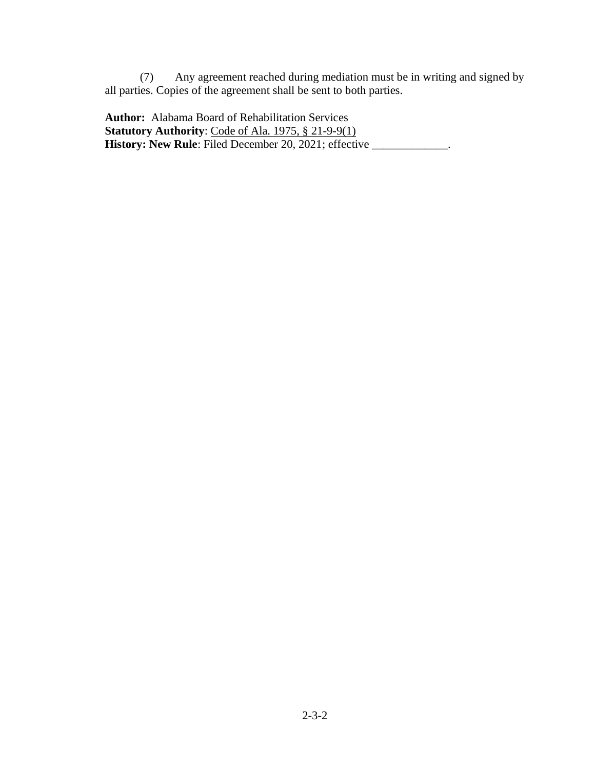(7) Any agreement reached during mediation must be in writing and signed by all parties. Copies of the agreement shall be sent to both parties.

**Author:** Alabama Board of Rehabilitation Services
**Statutory Authority**: Code of Ala. 1975, § 21-9-9(1)
**History: New Rule**: Filed December 20, 2021; effective _____________.